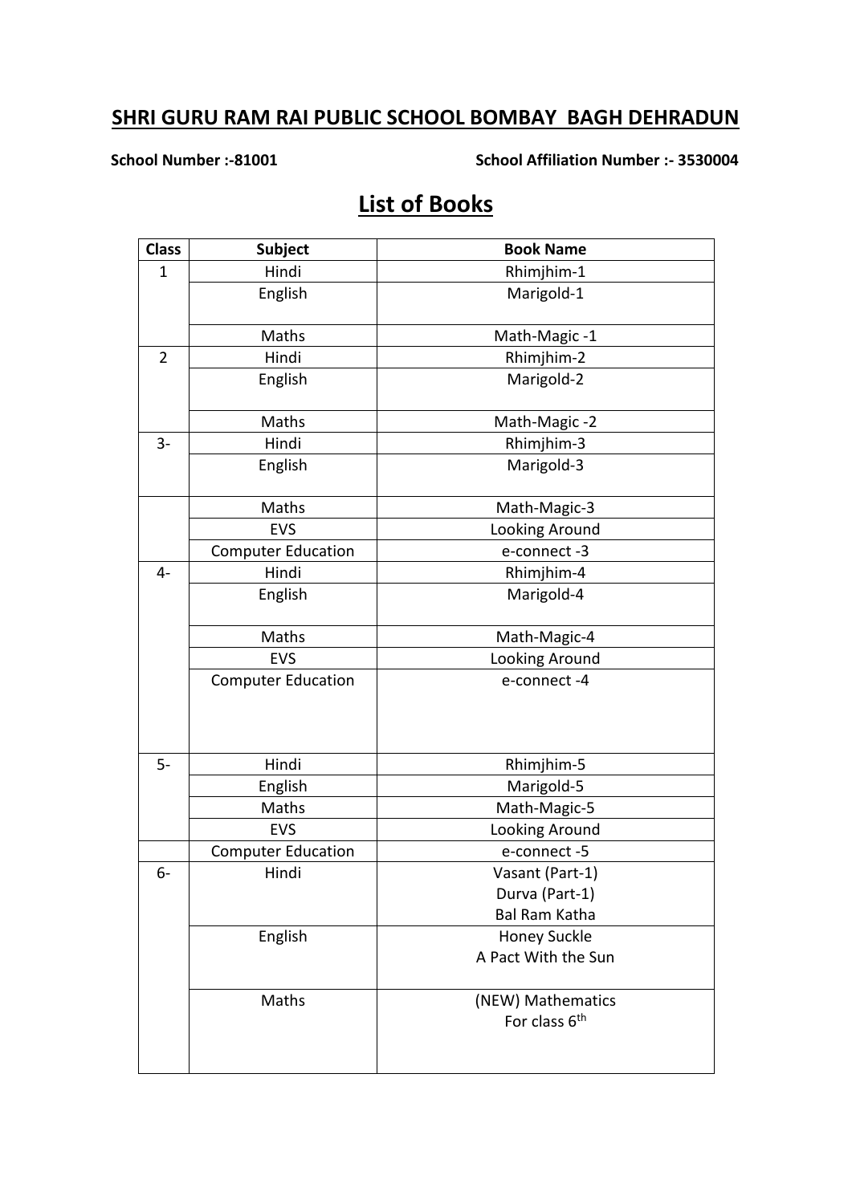## SHRI GURU RAM RAI PUBLIC SCHOOL BOMBAY BAGH DEHRADUN

**School Number :-81001** **School Affiliation Number :- 3530004**

# List of Books

| Class | Subject | Book Name |
|---|---|---|
| 1 | Hindi | Rhimjhim-1 |
| | English | Marigold-1 |
| | Maths | Math-Magic -1 |
| 2 | Hindi | Rhimjhim-2 |
| | English | Marigold-2 |
| | Maths | Math-Magic -2 |
| 3- | Hindi | Rhimjhim-3 |
| | English | Marigold-3 |
| | Maths | Math-Magic-3 |
| | EVS | Looking Around |
| | Computer Education | e-connect -3 |
| 4- | Hindi | Rhimjhim-4 |
| | English | Marigold-4 |
| | Maths | Math-Magic-4 |
| | EVS | Looking Around |
| | Computer Education | e-connect -4 |
| 5- | Hindi | Rhimjhim-5 |
| | English | Marigold-5 |
| | Maths | Math-Magic-5 |
| | EVS | Looking Around |
| | Computer Education | e-connect -5 |
| 6- | Hindi | Vasant (Part-1)<br>Durva (Part-1)<br>Bal Ram Katha |
| | English | Honey Suckle<br>A Pact With the Sun |
| | Maths | (NEW) Mathematics<br>For class 6th |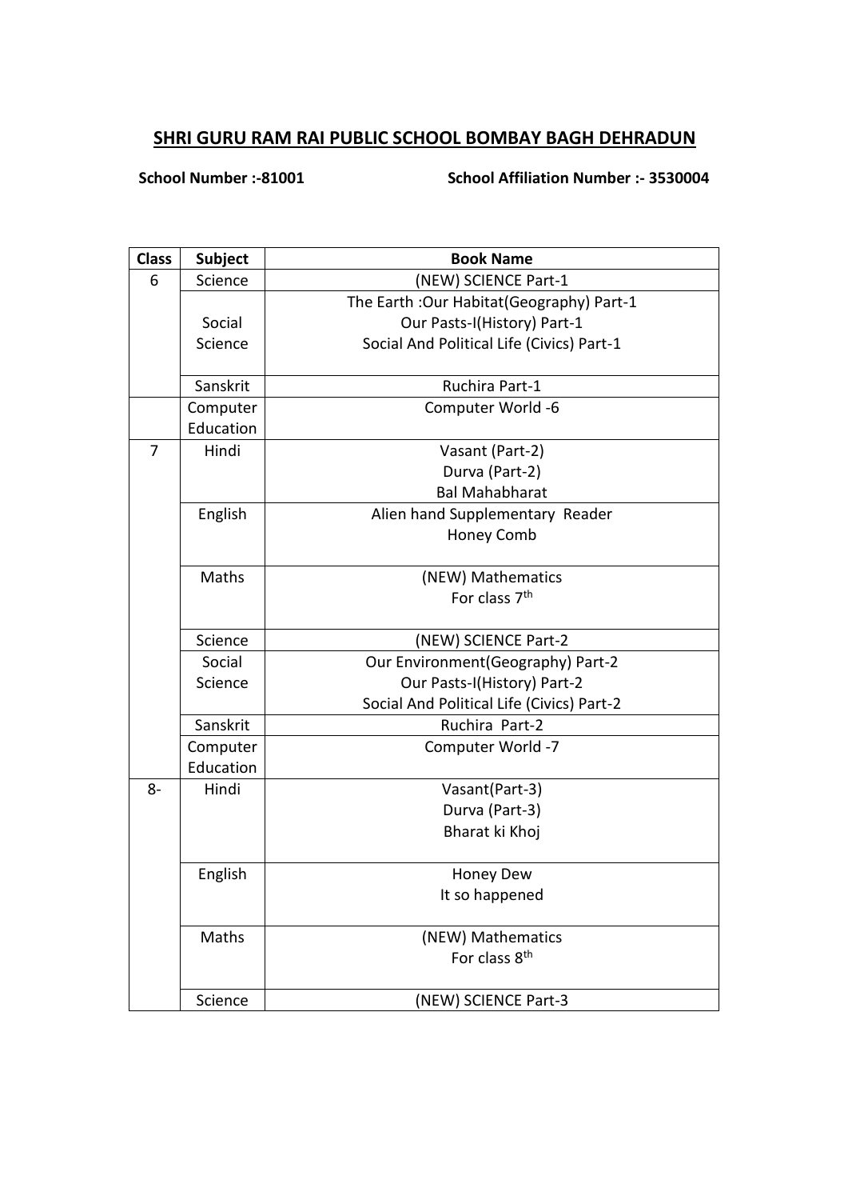## SHRI GURU RAM RAI PUBLIC SCHOOL BOMBAY BAGH DEHRADUN

**School Number :-81001** **School Affiliation Number :- 3530004**

| Class | Subject | Book Name |
|---|---|---|
| 6 | Science | (NEW) SCIENCE Part-1 |
| | Social Science | The Earth :Our Habitat(Geography) Part-1<br>Our Pasts-I(History) Part-1<br>Social And Political Life (Civics) Part-1 |
| | Sanskrit | Ruchira Part-1 |
| | Computer Education | Computer World -6 |
| 7 | Hindi | Vasant (Part-2)<br>Durva (Part-2)<br>Bal Mahabharat |
| | English | Alien hand Supplementary Reader<br>Honey Comb |
| | Maths | (NEW) Mathematics<br>For class 7th |
| | Science | (NEW) SCIENCE Part-2 |
| | Social Science | Our Environment(Geography) Part-2<br>Our Pasts-I(History) Part-2<br>Social And Political Life (Civics) Part-2 |
| | Sanskrit | Ruchira Part-2 |
| | Computer Education | Computer World -7 |
| 8- | Hindi | Vasant(Part-3)<br>Durva (Part-3)<br>Bharat ki Khoj |
| | English | Honey Dew<br>It so happened |
| | Maths | (NEW) Mathematics<br>For class 8th |
| | Science | (NEW) SCIENCE Part-3 |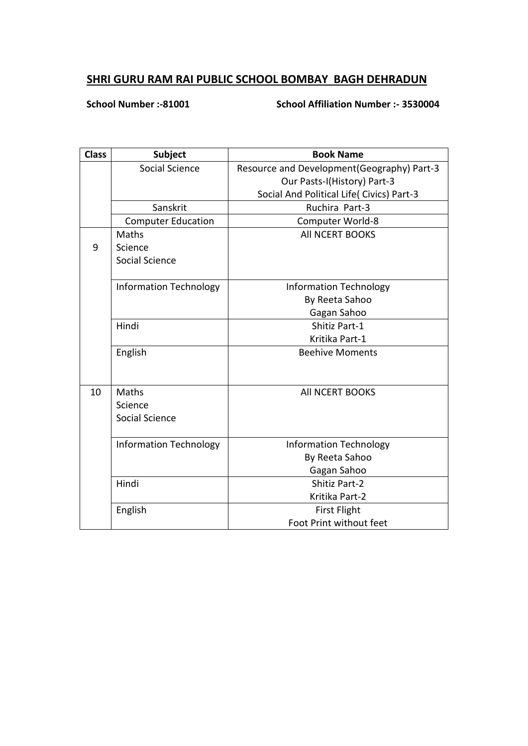## SHRI GURU RAM RAI PUBLIC SCHOOL BOMBAY BAGH DEHRADUN

**School Number :-81001** **School Affiliation Number :- 3530004**

| Class | Subject | Book Name |
|---|---|---|
| | Social Science | Resource and Development(Geography) Part-3<br>Our Pasts-I(History) Part-3<br>Social And Political Life( Civics) Part-3 |
| | Sanskrit | Ruchira Part-3 |
| | Computer Education | Computer World-8 |
| 9 | Maths<br>Science<br>Social Science | All NCERT BOOKS |
| | Information Technology | Information Technology<br>By Reeta Sahoo<br>Gagan Sahoo |
| | Hindi | Shitiz Part-1<br>Kritika Part-1 |
| | English | Beehive Moments |
| 10 | Maths<br>Science<br>Social Science | All NCERT BOOKS |
| | Information Technology | Information Technology<br>By Reeta Sahoo<br>Gagan Sahoo |
| | Hindi | Shitiz Part-2<br>Kritika Part-2 |
| | English | First Flight<br>Foot Print without feet |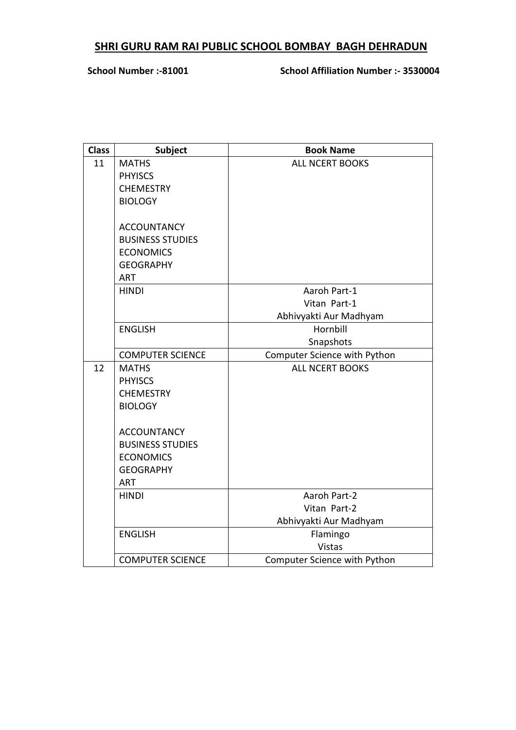## SHRI GURU RAM RAI PUBLIC SCHOOL BOMBAY BAGH DEHRADUN

**School Number :-81001** **School Affiliation Number :- 3530004**

| Class | Subject | Book Name |
|---|---|---|
| 11 | MATHS<br>PHYISCS<br>CHEMESTRY<br>BIOLOGY<br><br>ACCOUNTANCY<br>BUSINESS STUDIES<br>ECONOMICS<br>GEOGRAPHY<br>ART | ALL NCERT BOOKS |
| | HINDI | Aaroh Part-1<br>Vitan Part-1<br>Abhivyakti Aur Madhyam |
| | ENGLISH | Hornbill<br>Snapshots |
| | COMPUTER SCIENCE | Computer Science with Python |
| 12 | MATHS<br>PHYISCS<br>CHEMESTRY<br>BIOLOGY<br><br>ACCOUNTANCY<br>BUSINESS STUDIES<br>ECONOMICS<br>GEOGRAPHY<br>ART | ALL NCERT BOOKS |
| | HINDI | Aaroh Part-2<br>Vitan Part-2<br>Abhivyakti Aur Madhyam |
| | ENGLISH | Flamingo<br>Vistas |
| | COMPUTER SCIENCE | Computer Science with Python |